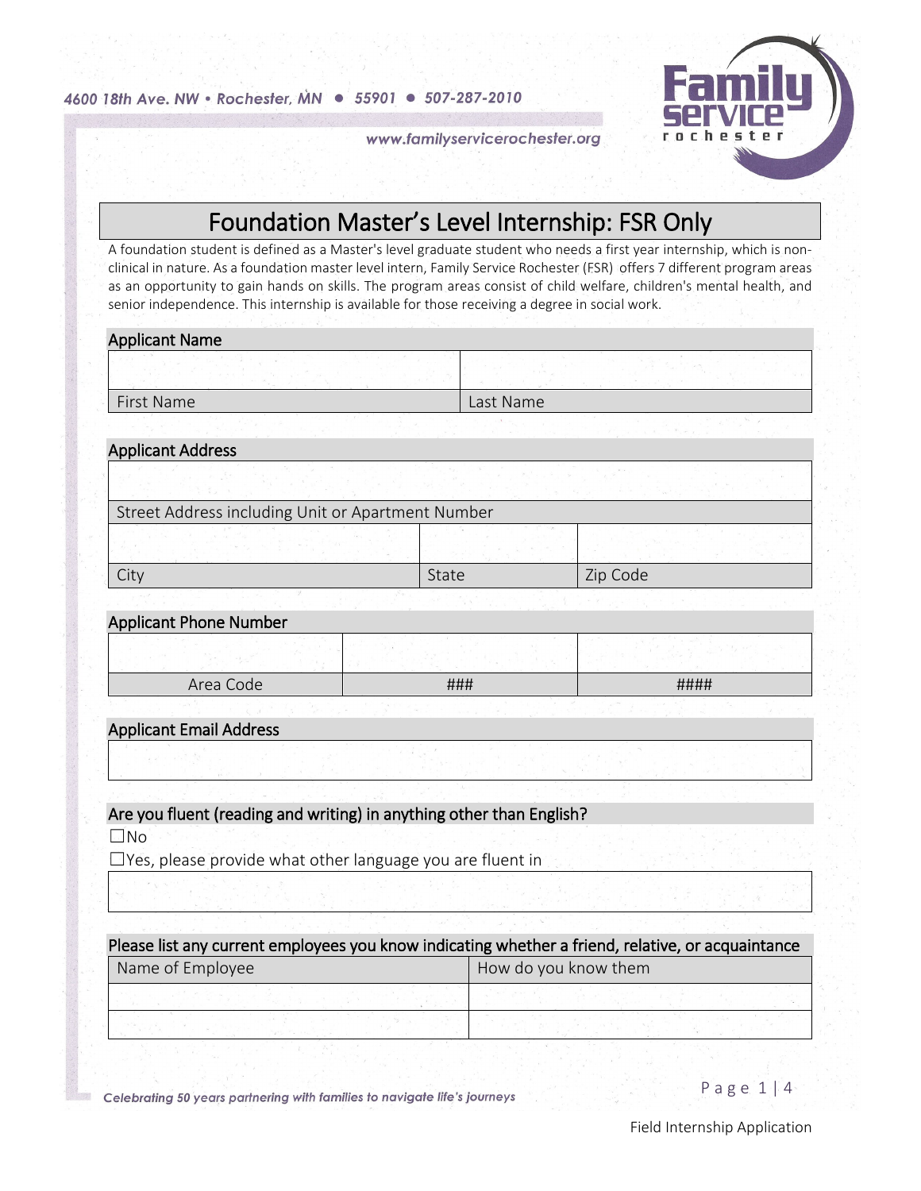4600 18th Ave. NW • Rochester, MN • 55901 • 507-287-2010

www.familyservicerochester.org

# Foundation Master's Level Internship: FSR Only

A foundation student is defined as a Master's level graduate student who needs a first year internship, which is non-clinical in nature. As a foundation master level intern, Family Service Rochester (FSR) offers 7 different program areas as an opportunity to gain hands on skills. The program areas consist of child welfare, children's mental health, and senior independence. This internship is available for those receiving a degree in social work.

## Applicant Name

| | |
|---|---|
| | |
| First Name | Last Name |

## Applicant Address

| |
|---|
| |
| Street Address including Unit or Apartment Number |

| | | |
|---|---|---|
| | | |
| City | State | Zip Code |

## Applicant Phone Number

| | | |
|---|---|---|
| | | |
| Area Code | ### | #### |

## Applicant Email Address

| |
|---|
| |

## Are you fluent (reading and writing) in anything other than English?

☐No

☐Yes, please provide what other language you are fluent in

| |
|---|
| |

## Please list any current employees you know indicating whether a friend, relative, or acquaintance

| Name of Employee | How do you know them |
|---|---|
| | |
| | |

*Celebrating 50 years partnering with families to navigate life's journeys*

Field Internship Application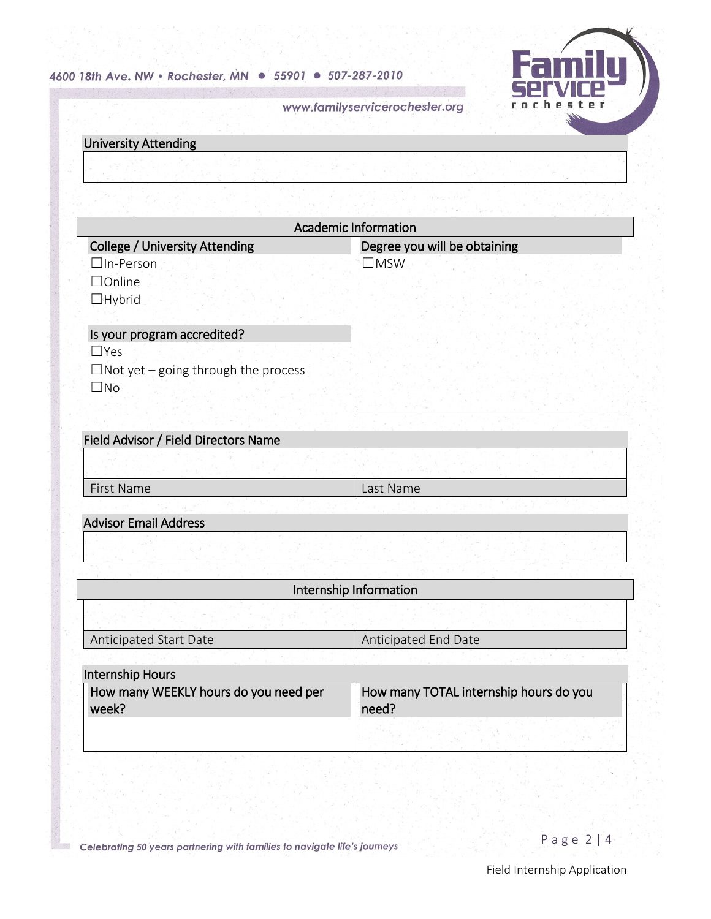4600 18th Ave. NW • Rochester, MN • 55901 • 507-287-2010

www.familyservicerochester.org

University Attending

| |
|---|
| |

## Academic Information

| College / University Attending | Degree you will be obtaining |
|---|---|
| ☐In-Person<br>☐Online<br>☐Hybrid | ☐MSW |

**Is your program accredited?**

☐Yes
☐Not yet – going through the process
☐No

Field Advisor / Field Directors Name

| | |
|---|---|
| | |
| First Name | Last Name |

Advisor Email Address

| |
|---|
| |

## Internship Information

| | |
|---|---|
| | |
| Anticipated Start Date | Anticipated End Date |

Internship Hours

| How many WEEKLY hours do you need per week? | How many TOTAL internship hours do you need? |
|---|---|
| | |

*Celebrating 50 years partnering with families to navigate life's journeys*

Field Internship Application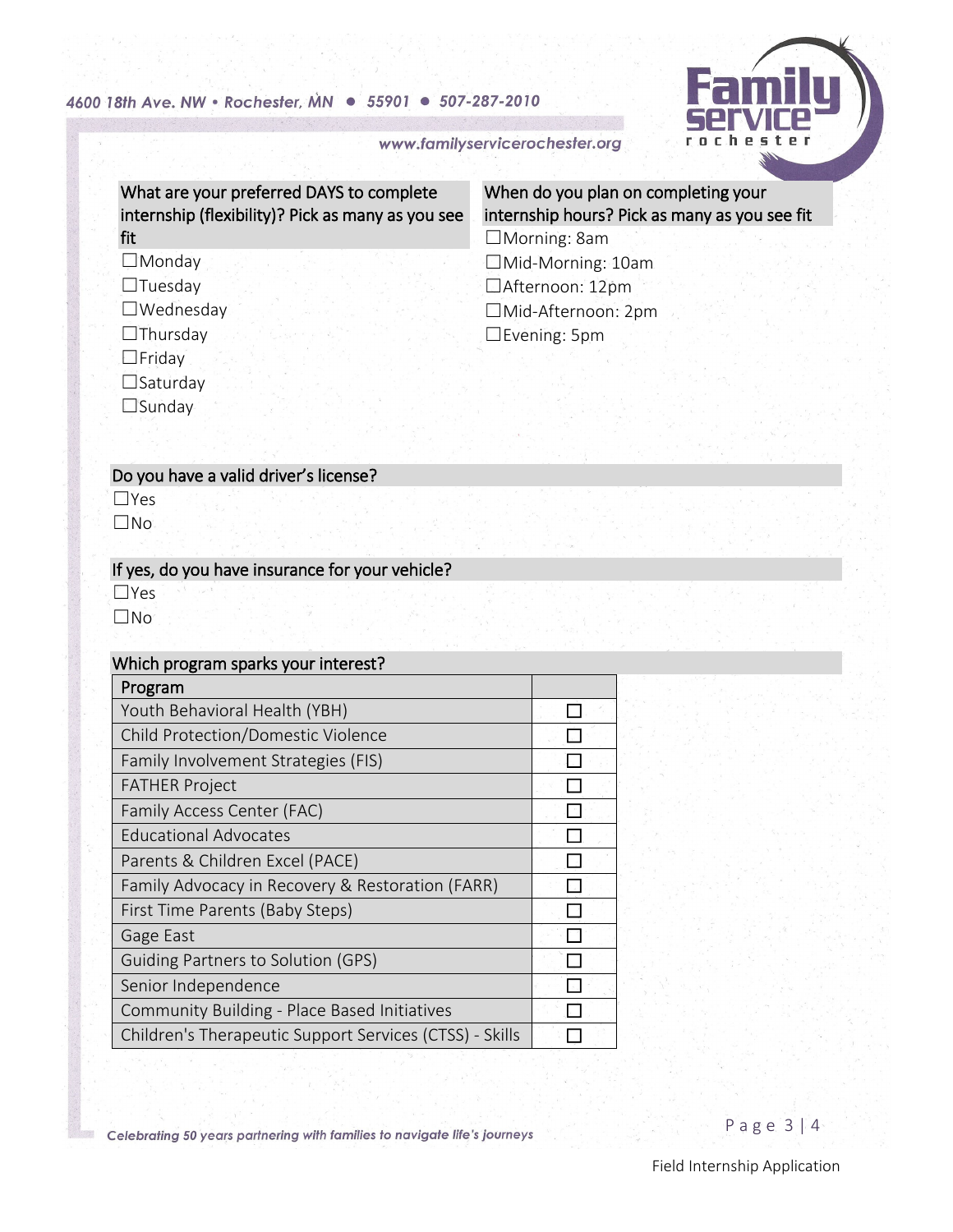**What are your preferred DAYS to complete internship (flexibility)? Pick as many as you see fit**

☐Monday
☐Tuesday
☐Wednesday
☐Thursday
☐Friday
☐Saturday
☐Sunday

**When do you plan on completing your internship hours? Pick as many as you see fit**

☐Morning: 8am
☐Mid-Morning: 10am
☐Afternoon: 12pm
☐Mid-Afternoon: 2pm
☐Evening: 5pm

**Do you have a valid driver's license?**

☐Yes
☐No

**If yes, do you have insurance for your vehicle?**

☐Yes
☐No

**Which program sparks your interest?**

| Program | |
|---|---|
| Youth Behavioral Health (YBH) | ☐ |
| Child Protection/Domestic Violence | ☐ |
| Family Involvement Strategies (FIS) | ☐ |
| FATHER Project | ☐ |
| Family Access Center (FAC) | ☐ |
| Educational Advocates | ☐ |
| Parents & Children Excel (PACE) | ☐ |
| Family Advocacy in Recovery & Restoration (FARR) | ☐ |
| First Time Parents (Baby Steps) | ☐ |
| Gage East | ☐ |
| Guiding Partners to Solution (GPS) | ☐ |
| Senior Independence | ☐ |
| Community Building - Place Based Initiatives | ☐ |
| Children's Therapeutic Support Services (CTSS) - Skills | ☐ |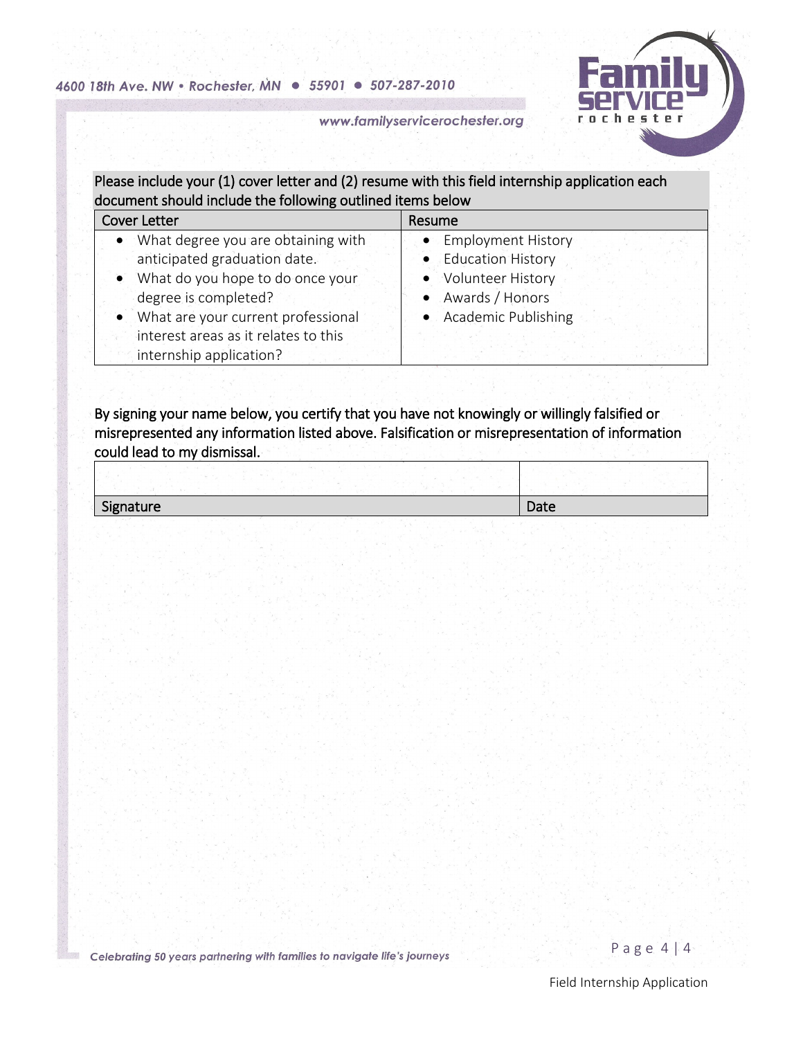Please include your (1) cover letter and (2) resume with this field internship application each document should include the following outlined items below

| Cover Letter | Resume |
| --- | --- |
| • What degree you are obtaining with anticipated graduation date.<br>• What do you hope to do once your degree is completed?<br>• What are your current professional interest areas as it relates to this internship application? | • Employment History<br>• Education History<br>• Volunteer History<br>• Awards / Honors<br>• Academic Publishing |

By signing your name below, you certify that you have not knowingly or willingly falsified or misrepresented any information listed above. Falsification or misrepresentation of information could lead to my dismissal.

| | |
| --- | --- |
| | |
| Signature | Date |